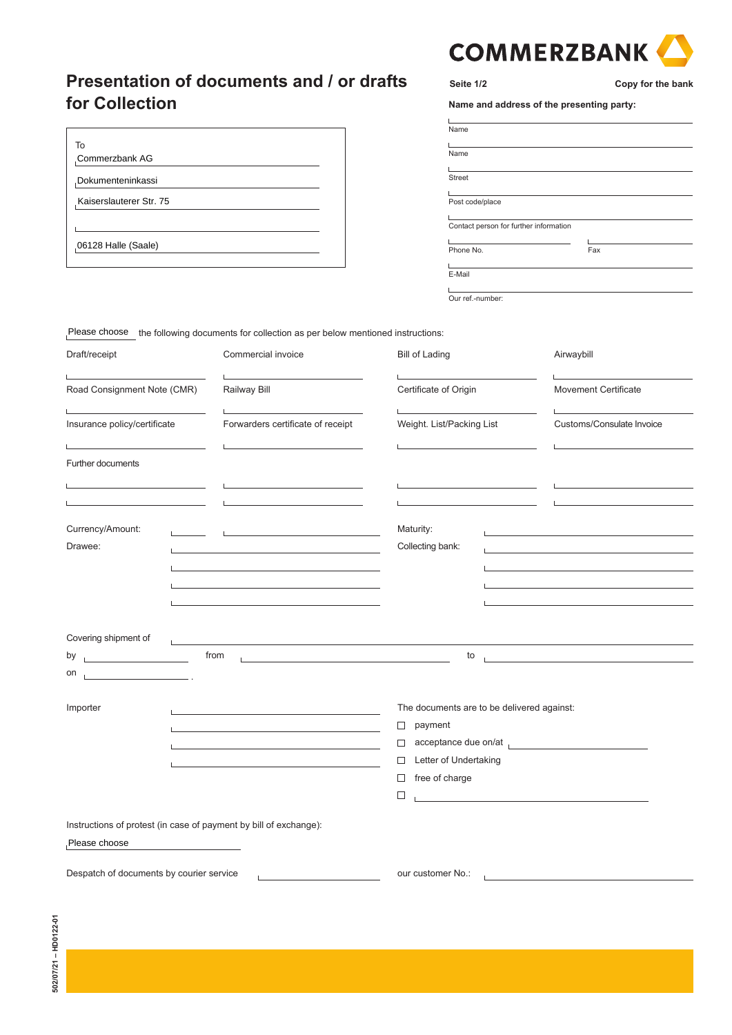COMMERZBANK

# Presentation of documents and / or drafts for Collection

Seite 1/2 Copy for the bank

To
Commerzbank AG
Dokumenteninkassi
Kaiserslauterer Str. 75

06128 Halle (Saale)

**Name and address of the presenting party:**

Name

Name

Street

Post code/place

Contact person for further information

Phone No. Fax

E-Mail

Our ref.-number:

Please choose the following documents for collection as per below mentioned instructions:

| | | | |
|---|---|---|---|
| Draft/receipt | Commercial invoice | Bill of Lading | Airwaybill |
| Road Consignment Note (CMR) | Railway Bill | Certificate of Origin | Movement Certificate |
| Insurance policy/certificate | Forwarders certificate of receipt | Weight. List/Packing List | Customs/Consulate Invoice |

Further documents

Currency/Amount:

Drawee:

Maturity:

Collecting bank:

Covering shipment of

by from to

on

Importer

The documents are to be delivered against:

- ☐ payment
- ☐ acceptance due on/at
- ☐ Letter of Undertaking
- ☐ free of charge
- ☐

Instructions of protest (in case of payment by bill of exchange):

Please choose

Despatch of documents by courier service

our customer No.:

502/07/21 – HD0122-01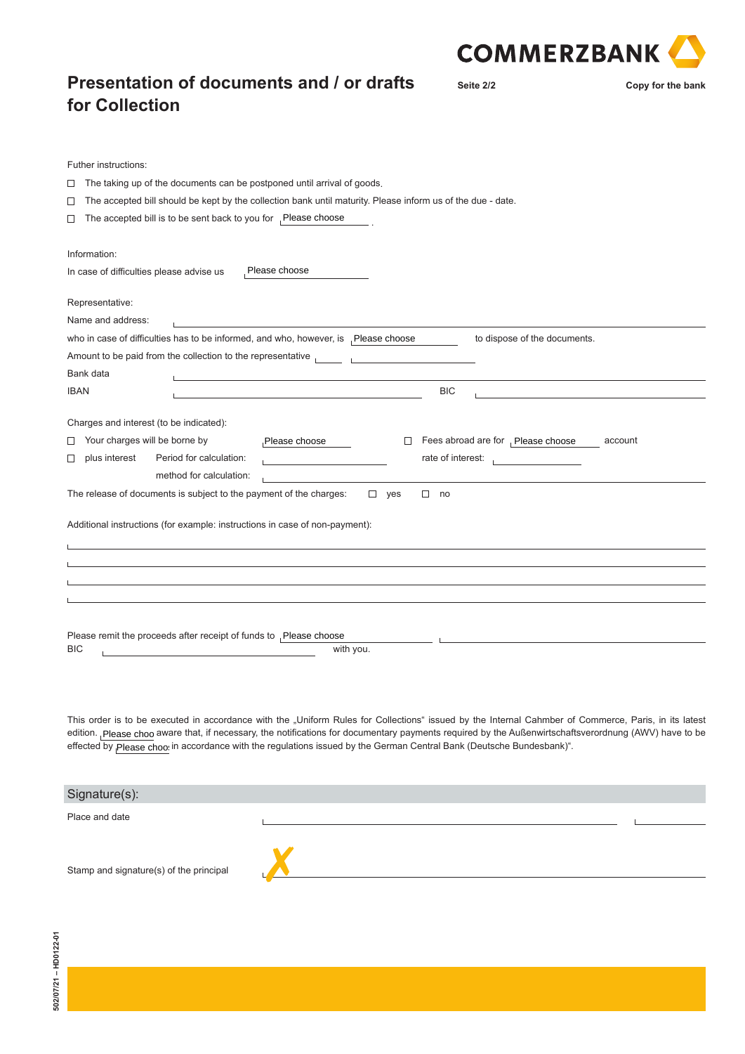COMMERZBANK

# Presentation of documents and / or drafts for Collection

Seite 2/2

Copy for the bank

Futher instructions:

☐ The taking up of the documents can be postponed until arrival of goods.

☐ The accepted bill should be kept by the collection bank until maturity. Please inform us of the due - date.

☐ The accepted bill is to be sent back to you for Please choose .

Information:

In case of difficulties please advise us Please choose

Representative:

Name and address: ______________________________

who in case of difficulties has to be informed, and who, however, is Please choose to dispose of the documents.

Amount to be paid from the collection to the representative ______ ______________

Bank data ______________________________

IBAN ______________________________ BIC ______________________________

Charges and interest (to be indicated):

☐ Your charges will be borne by Please choose ☐ Fees abroad are for Please choose account

☐ plus interest Period for calculation: ______________ rate of interest: ______________

method for calculation: ______________________________

The release of documents is subject to the payment of the charges: ☐ yes ☐ no

Additional instructions (for example: instructions in case of non-payment):

______________________________

______________________________

______________________________

______________________________

Please remit the proceeds after receipt of funds to Please choose ______________________________

BIC ______________________________ with you.

This order is to be executed in accordance with the „Uniform Rules for Collections“ issued by the Internal Cahmber of Commerce, Paris, in its latest edition. Please choo aware that, if necessary, the notifications for documentary payments required by the Außenwirtschaftsverordnung (AWV) have to be effected by Please choo in accordance with the regulations issued by the German Central Bank (Deutsche Bundesbank)“.

## Signature(s):

Place and date ______________________________ ______________

Stamp and signature(s) of the principal ✗ ______________________________

502/07/21 – HD0122-01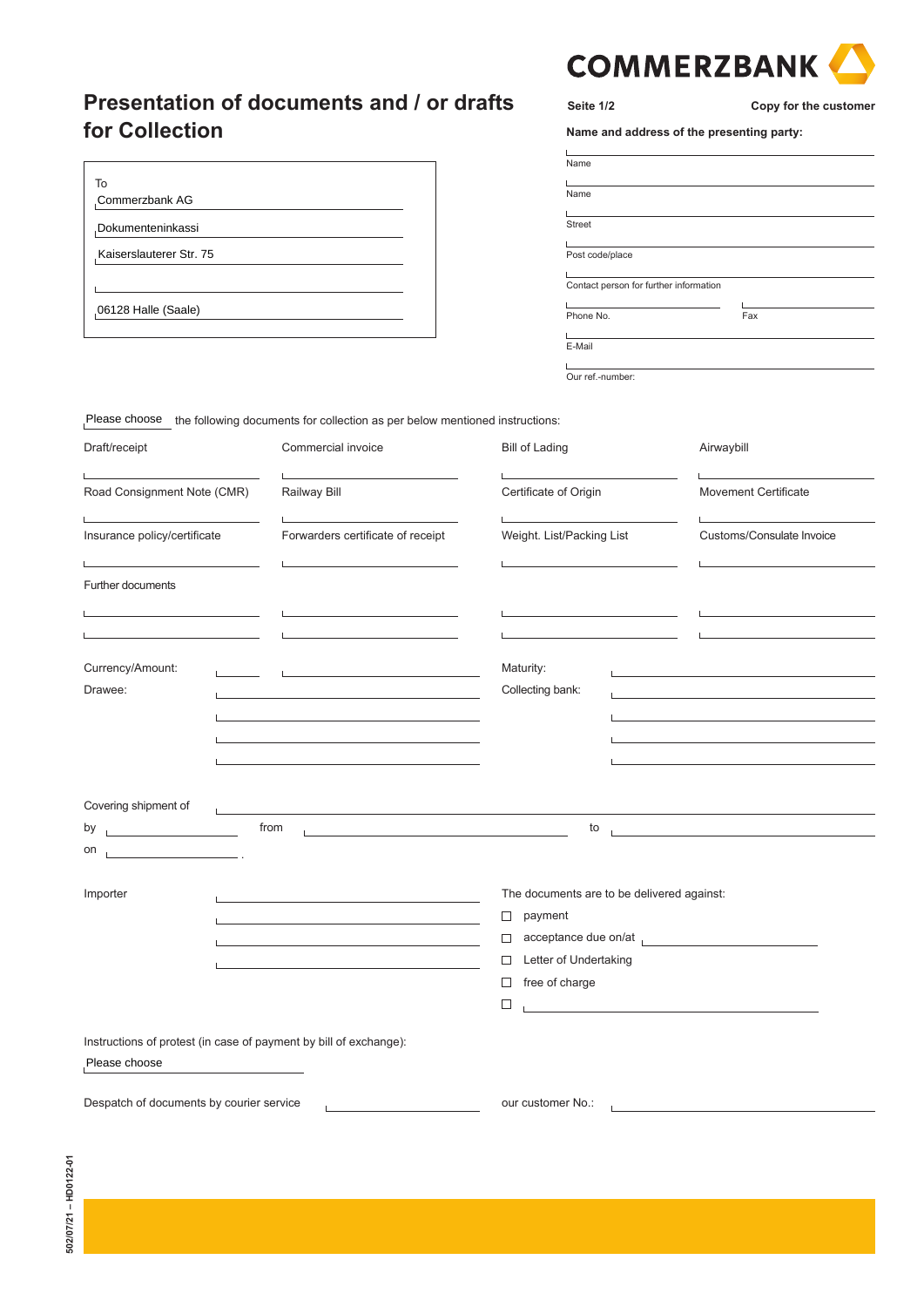COMMERZBANK

# Presentation of documents and / or drafts for Collection

Seite 1/2

Copy for the customer

To
Commerzbank AG
Dokumenteninkassi
Kaiserslauterer Str. 75

06128 Halle (Saale)

**Name and address of the presenting party:**

Name

Name

Street

Post code/place

Contact person for further information

Phone No.

Fax

E-Mail

Our ref.-number:

Please choose the following documents for collection as per below mentioned instructions:

| | | | |
|---|---|---|---|
| Draft/receipt | Commercial invoice | Bill of Lading | Airwaybill |
| Road Consignment Note (CMR) | Railway Bill | Certificate of Origin | Movement Certificate |
| Insurance policy/certificate | Forwarders certificate of receipt | Weight. List/Packing List | Customs/Consulate Invoice |

Further documents

Currency/Amount:

Maturity:

Drawee:

Collecting bank:

Covering shipment of

by from to

on

Importer

The documents are to be delivered against:

- ☐ payment
- ☐ acceptance due on/at
- ☐ Letter of Undertaking
- ☐ free of charge
- ☐

Instructions of protest (in case of payment by bill of exchange):

Please choose

Despatch of documents by courier service

our customer No.:

502/07/21 – HD0122-01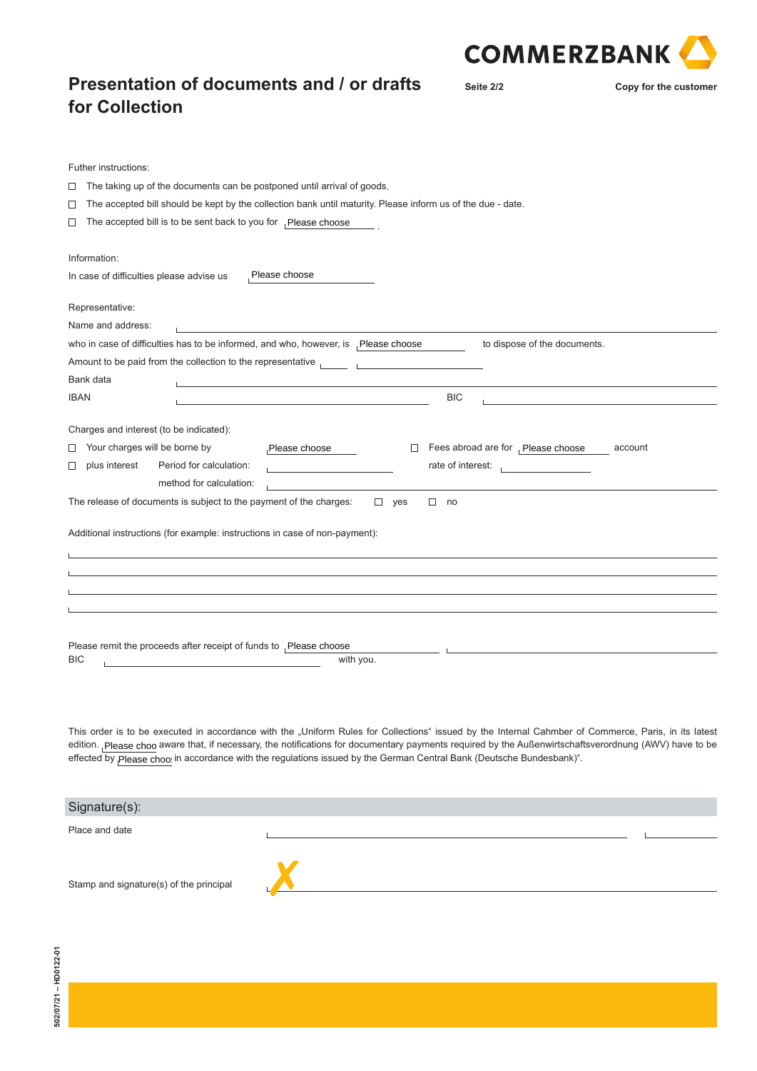# Presentation of documents and / or drafts for Collection

Copy for the customer

Futher instructions:

☐ The taking up of the documents can be postponed until arrival of goods.

☐ The accepted bill should be kept by the collection bank until maturity. Please inform us of the due - date.

☐ The accepted bill is to be sent back to you for Please choose .

Information:

In case of difficulties please advise us Please choose

Representative:

Name and address: \_\_\_\_\_\_\_\_\_\_\_\_\_\_\_\_

who in case of difficulties has to be informed, and who, however, is Please choose to dispose of the documents.

Amount to be paid from the collection to the representative \_\_\_\_\_\_\_\_

Bank data \_\_\_\_\_\_\_\_\_\_\_\_\_\_\_\_

IBAN \_\_\_\_\_\_\_\_\_\_\_\_\_\_\_\_ BIC \_\_\_\_\_\_\_\_\_\_\_\_\_\_\_\_

Charges and interest (to be indicated):

☐ Your charges will be borne by Please choose ☐ Fees abroad are for Please choose account

☐ plus interest Period for calculation: \_\_\_\_\_\_\_\_ rate of interest: \_\_\_\_\_\_\_\_

method for calculation: \_\_\_\_\_\_\_\_

The release of documents is subject to the payment of the charges: ☐ yes ☐ no

Additional instructions (for example: instructions in case of non-payment):

\_\_\_\_\_\_\_\_\_\_\_\_\_\_\_\_

\_\_\_\_\_\_\_\_\_\_\_\_\_\_\_\_

\_\_\_\_\_\_\_\_\_\_\_\_\_\_\_\_

\_\_\_\_\_\_\_\_\_\_\_\_\_\_\_\_

Please remit the proceeds after receipt of funds to Please choose \_\_\_\_\_\_\_\_

BIC \_\_\_\_\_\_\_\_ with you.

This order is to be executed in accordance with the „Uniform Rules for Collections“ issued by the Internal Cahmber of Commerce, Paris, in its latest edition. Please choo aware that, if necessary, the notifications for documentary payments required by the Außenwirtschaftsverordnung (AWV) have to be effected by Please choo in accordance with the regulations issued by the German Central Bank (Deutsche Bundesbank)“.

## Signature(s):

Place and date \_\_\_\_\_\_\_\_\_\_\_\_\_\_\_\_ \_\_\_\_\_\_\_\_

Stamp and signature(s) of the principal ✗ \_\_\_\_\_\_\_\_\_\_\_\_\_\_\_\_

502/07/21 – HD0122-01